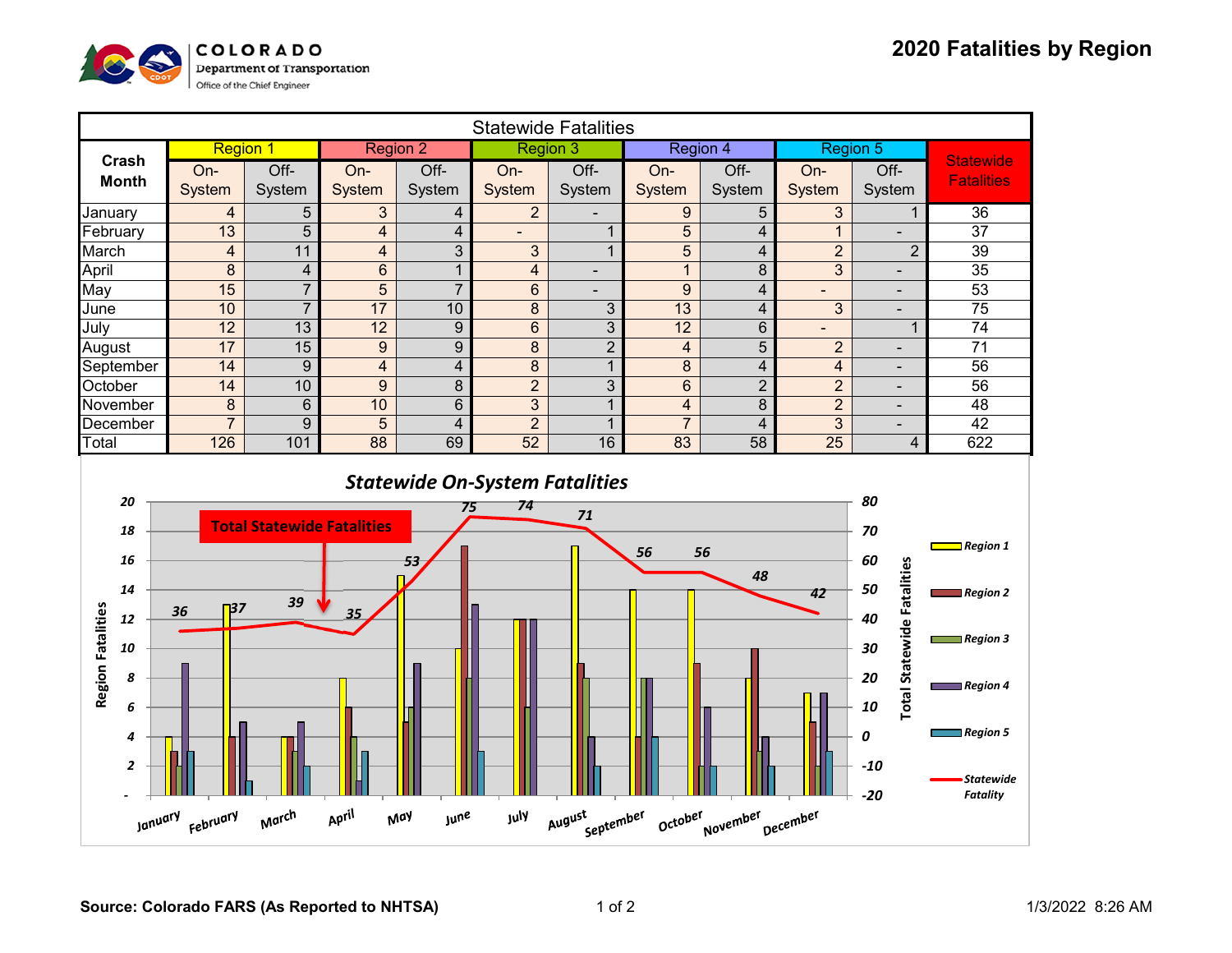# 2020 Fatalities by Region

COLORADO Department of Transportation
Office of the Chief Engineer

| Statewide Fatalities | | | | | | | | | | |
|---|---|---|---|---|---|---|---|---|---|---|
| Crash Month | Region 1 | | Region 2 | | Region 3 | | Region 4 | | Region 5 | | Statewide Fatalities |
| | On-System | Off-System | On-System | Off-System | On-System | Off-System | On-System | Off-System | On-System | Off-System | |
| January | 4 | 5 | 3 | 4 | 2 | - | 9 | 5 | 3 | 1 | 36 |
| February | 13 | 5 | 4 | 4 | - | 1 | 5 | 4 | 1 | - | 37 |
| March | 4 | 11 | 4 | 3 | 3 | 1 | 5 | 4 | 2 | 2 | 39 |
| April | 8 | 4 | 6 | 1 | 4 | - | 1 | 8 | 3 | - | 35 |
| May | 15 | 7 | 5 | 7 | 6 | - | 9 | 4 | - | - | 53 |
| June | 10 | 7 | 17 | 10 | 8 | 3 | 13 | 4 | 3 | - | 75 |
| July | 12 | 13 | 12 | 9 | 6 | 3 | 12 | 6 | - | 1 | 74 |
| August | 17 | 15 | 9 | 9 | 8 | 2 | 4 | 5 | 2 | - | 71 |
| September | 14 | 9 | 4 | 4 | 8 | 1 | 8 | 4 | 4 | - | 56 |
| October | 14 | 10 | 9 | 8 | 2 | 3 | 6 | 2 | 2 | - | 56 |
| November | 8 | 6 | 10 | 6 | 3 | 1 | 4 | 8 | 2 | - | 48 |
| December | 7 | 9 | 5 | 4 | 2 | 1 | 7 | 4 | 3 | - | 42 |
| Total | 126 | 101 | 88 | 69 | 52 | 16 | 83 | 58 | 25 | 4 | 622 |

### *Statewide On-System Fatalities*

| Month | Region 1 | Region 2 | Region 3 | Region 4 | Region 5 | Total Statewide Fatalities |
|---|---|---|---|---|---|---|
| January | 4 | 3 | 2 | 9 | 3 | 36 |
| February | 13 | 4 | - | 5 | 1 | 37 |
| March | 4 | 4 | 3 | 5 | 2 | 39 |
| April | 8 | 6 | 4 | 1 | 3 | 35 |
| May | 15 | 5 | 6 | 9 | - | 53 |
| June | 10 | 17 | 8 | 13 | 3 | 75 |
| July | 12 | 12 | 6 | 12 | - | 74 |
| August | 17 | 9 | 8 | 4 | 2 | 71 |
| September | 14 | 4 | 8 | 8 | 4 | 56 |
| October | 14 | 9 | 2 | 6 | 2 | 56 |
| November | 8 | 10 | 3 | 4 | 2 | 48 |
| December | 7 | 5 | 2 | 7 | 3 | 42 |

Source: Colorado FARS (As Reported to NHTSA)

1/3/2022 8:26 AM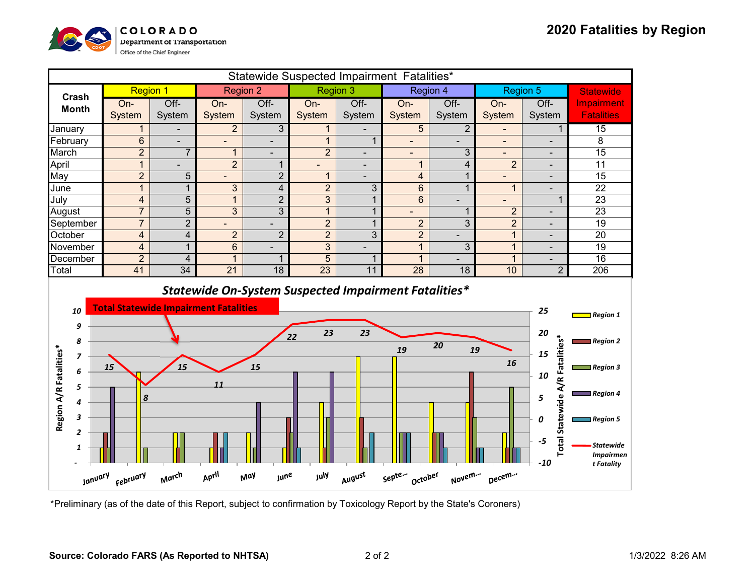**COLORADO Department of Transportation**
Office of the Chief Engineer

# 2020 Fatalities by Region

| Statewide Suspected Impairment Fatalities* | | | | | | | | | | | |
|---|---|---|---|---|---|---|---|---|---|---|---|
| Crash Month | Region 1 | | Region 2 | | Region 3 | | Region 4 | | Region 5 | | Statewide Impairment Fatalities |
| | On-System | Off-System | On-System | Off-System | On-System | Off-System | On-System | Off-System | On-System | Off-System | |
| January | 1 | - | 2 | 3 | 1 | - | 5 | 2 | - | 1 | 15 |
| February | 6 | - | - | - | 1 | 1 | - | - | - | - | 8 |
| March | 2 | 7 | 1 | - | 2 | - | - | 3 | - | - | 15 |
| April | 1 | - | 2 | 1 | - | - | 1 | 4 | 2 | - | 11 |
| May | 2 | 5 | - | 2 | 1 | - | 4 | 1 | - | - | 15 |
| June | 1 | 1 | 3 | 4 | 2 | 3 | 6 | 1 | 1 | - | 22 |
| July | 4 | 5 | 1 | 2 | 3 | 1 | 6 | - | - | 1 | 23 |
| August | 7 | 5 | 3 | 3 | 1 | 1 | - | 1 | 2 | - | 23 |
| September | 7 | 2 | - | - | 2 | 1 | 2 | 3 | 2 | - | 19 |
| October | 4 | 4 | 2 | 2 | 2 | 3 | 2 | - | 1 | - | 20 |
| November | 4 | 1 | 6 | - | 3 | - | 1 | 3 | 1 | - | 19 |
| December | 2 | 4 | 1 | 1 | 5 | 1 | 1 | - | 1 | - | 16 |
| Total | 41 | 34 | 21 | 18 | 23 | 11 | 28 | 18 | 10 | 2 | 206 |

***Statewide On-System Suspected Impairment Fatalities****

**Total Statewide Impairment Fatalities**

Region A/R Fatalities*

Total Statewide A/R Fatalities*

10, 9, 8, 7, 6, 5, 4, 3, 2, 1, -

25, 20, 15, 10, 5, 0, -5, -10

15, 8, 15, 11, 15, 22, 23, 23, 19, 20, 19, 16

January, February, March, April, May, June, July, August, Septe..., October, Novem..., Decem...

Region 1
Region 2
Region 3
Region 4
Region 5
Statewide Impairment Fatality

*Preliminary (as of the date of this Report, subject to confirmation by Toxicology Report by the State's Coroners)

**Source: Colorado FARS (As Reported to NHTSA)**

1/3/2022 8:26 AM